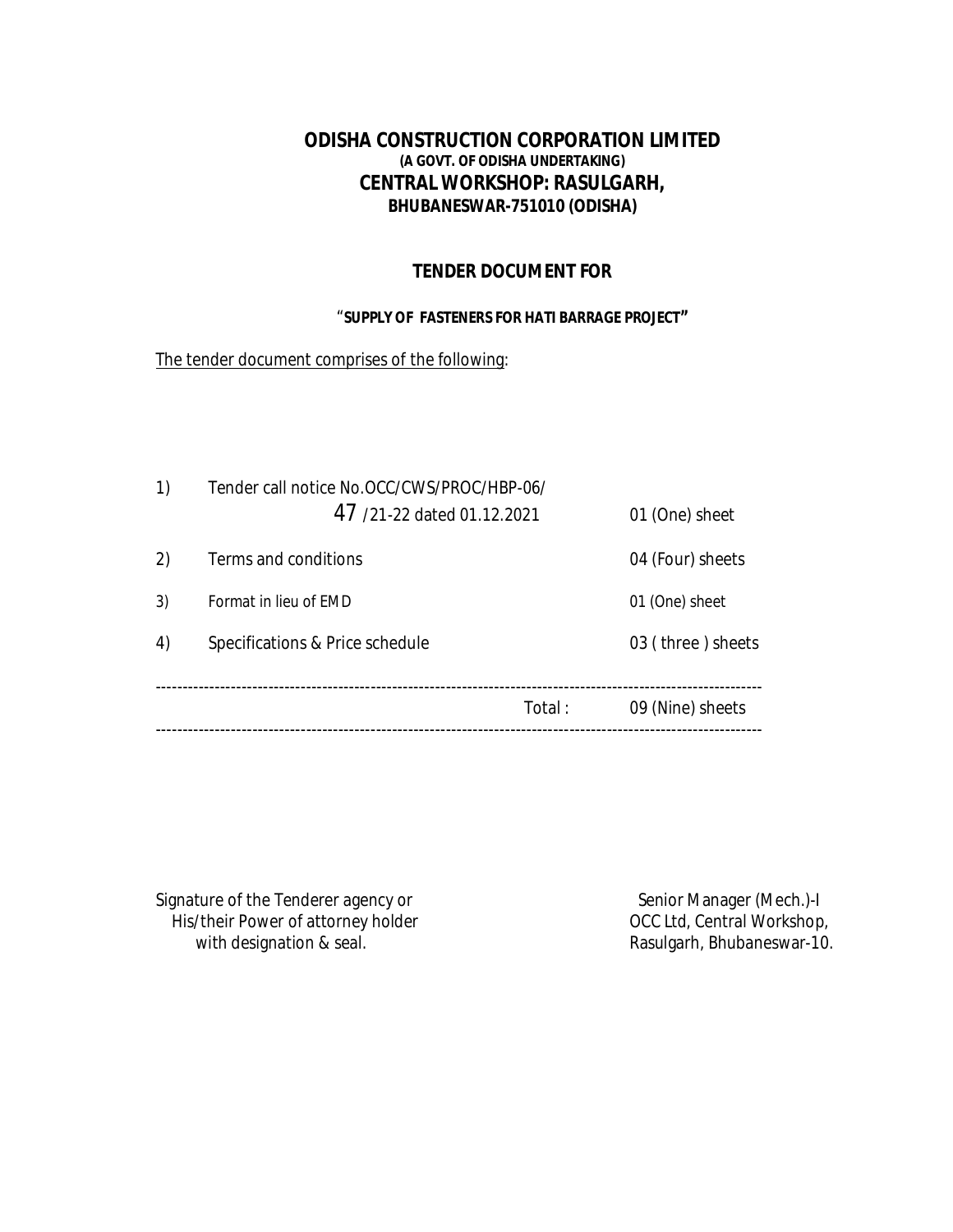# ODISHA CONSTRUCTION CORPORATION LIMITED

**(A GOVT. OF ODISHA UNDERTAKING)**

## CENTRAL WORKSHOP: RASULGARH,

**BHUBANESWAR-751010 (ODISHA)**

## TENDER DOCUMENT FOR

**"SUPPLY OF FASTENERS FOR HATI BARRAGE PROJECT"**

The tender document comprises of the following:

| | | |
|---|---|---|
| 1) | Tender call notice No.OCC/CWS/PROC/HBP-06/ 47 /21-22 dated 01.12.2021 | 01 (One) sheet |
| 2) | Terms and conditions | 04 (Four) sheets |
| 3) | Format in lieu of EMD | 01 (One) sheet |
| 4) | Specifications & Price schedule | 03 ( three ) sheets |
| | Total : | 09 (Nine) sheets |

Signature of the Tenderer agency or
His/their Power of attorney holder
with designation & seal.

Senior Manager (Mech.)-I
OCC Ltd, Central Workshop,
Rasulgarh, Bhubaneswar-10.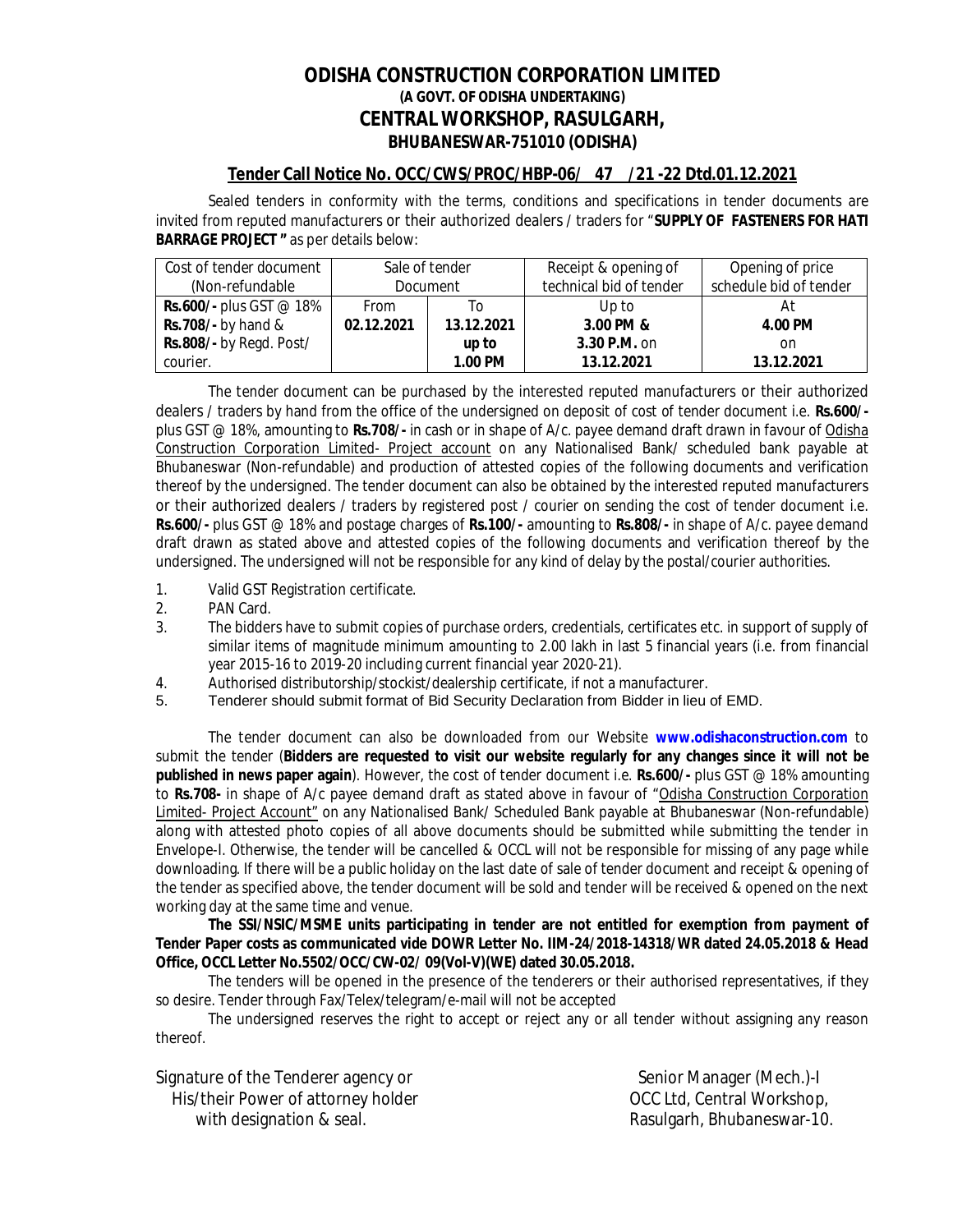# ODISHA CONSTRUCTION CORPORATION LIMITED

**(A GOVT. OF ODISHA UNDERTAKING)**

## CENTRAL WORKSHOP, RASULGARH,

**BHUBANESWAR-751010 (ODISHA)**

**Tender Call Notice No. OCC/CWS/PROC/HBP-06/ 47 /21 -22 Dtd.01.12.2021**

Sealed tenders in conformity with the terms, conditions and specifications in tender documents are invited from reputed manufacturers or their authorized dealers / traders for "**SUPPLY OF FASTENERS FOR HATI BARRAGE PROJECT "** as per details below:

| Cost of tender document (Non-refundable | Sale of tender Document | | Receipt & opening of technical bid of tender | Opening of price schedule bid of tender |
|---|---|---|---|---|
| **Rs.600/-** plus GST @ 18% **Rs.708/-** by hand & **Rs.808/-** by Regd. Post/ courier. | From **02.12.2021** | To **13.12.2021 up to 1.00 PM** | Up to **3.00 PM & 3.30 P.M.** on **13.12.2021** | At **4.00 PM** on **13.12.2021** |

The tender document can be purchased by the interested reputed manufacturers or their authorized dealers / traders by hand from the office of the undersigned on deposit of cost of tender document i.e. **Rs.600/-** plus GST @ 18%, amounting to **Rs.708/-** in cash or in shape of A/c. payee demand draft drawn in favour of Odisha Construction Corporation Limited- Project account on any Nationalised Bank/ scheduled bank payable at Bhubaneswar (Non-refundable) and production of attested copies of the following documents and verification thereof by the undersigned. The tender document can also be obtained by the interested reputed manufacturers or their authorized dealers / traders by registered post / courier on sending the cost of tender document i.e. **Rs.600/-** plus GST @ 18% and postage charges of **Rs.100/-** amounting to **Rs.808/-** in shape of A/c. payee demand draft drawn as stated above and attested copies of the following documents and verification thereof by the undersigned. The undersigned will not be responsible for any kind of delay by the postal/courier authorities.

1. Valid GST Registration certificate.
2. PAN Card.
3. The bidders have to submit copies of purchase orders, credentials, certificates etc. in support of supply of similar items of magnitude minimum amounting to 2.00 lakh in last 5 financial years (i.e. from financial year 2015-16 to 2019-20 including current financial year 2020-21).
4. Authorised distributorship/stockist/dealership certificate, if not a manufacturer.
5. Tenderer should submit format of Bid Security Declaration from Bidder in lieu of EMD.

The tender document can also be downloaded from our Website **www.odishaconstruction.com** to submit the tender (**Bidders are requested to visit our website regularly for any changes since it will not be published in news paper again**). However, the cost of tender document i.e. **Rs.600/-** plus GST @ 18% amounting to **Rs.708-** in shape of A/c payee demand draft as stated above in favour of "Odisha Construction Corporation Limited- Project Account" on any Nationalised Bank/ Scheduled Bank payable at Bhubaneswar (Non-refundable) along with attested photo copies of all above documents should be submitted while submitting the tender in Envelope-I. Otherwise, the tender will be cancelled & OCCL will not be responsible for missing of any page while downloading. If there will be a public holiday on the last date of sale of tender document and receipt & opening of the tender as specified above, the tender document will be sold and tender will be received & opened on the next working day at the same time and venue.

**The SSI/NSIC/MSME units participating in tender are not entitled for exemption from payment of Tender Paper costs as communicated vide DOWR Letter No. IIM-24/2018-14318/WR dated 24.05.2018 & Head Office, OCCL Letter No.5502/OCC/CW-02/ 09(Vol-V)(WE) dated 30.05.2018.**

The tenders will be opened in the presence of the tenderers or their authorised representatives, if they so desire. Tender through Fax/Telex/telegram/e-mail will not be accepted

The undersigned reserves the right to accept or reject any or all tender without assigning any reason thereof.

Signature of the Tenderer agency or
His/their Power of attorney holder
with designation & seal.

Senior Manager (Mech.)-I
OCC Ltd, Central Workshop,
Rasulgarh, Bhubaneswar-10.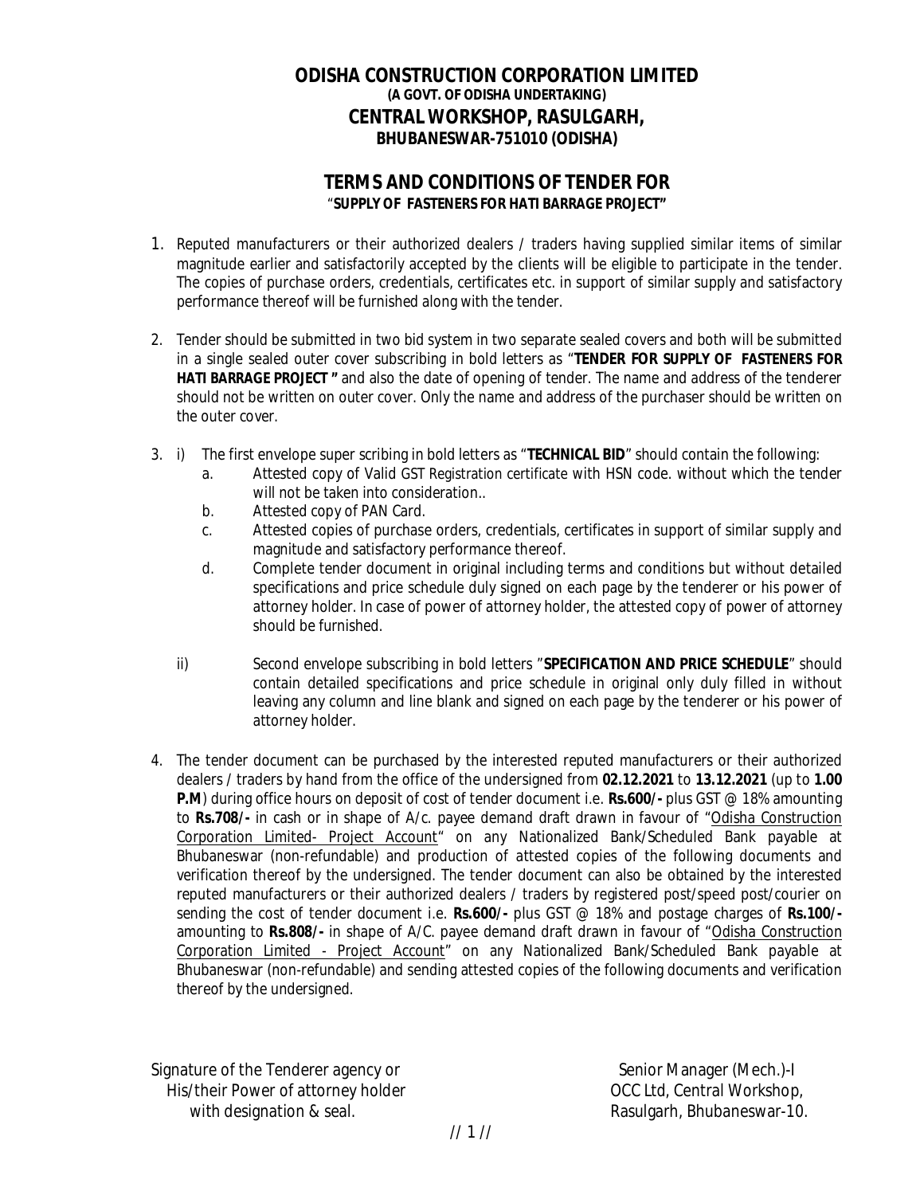# ODISHA CONSTRUCTION CORPORATION LIMITED

**(A GOVT. OF ODISHA UNDERTAKING)**

## CENTRAL WORKSHOP, RASULGARH,

**BHUBANESWAR-751010 (ODISHA)**

## TERMS AND CONDITIONS OF TENDER FOR

"**SUPPLY OF FASTENERS FOR HATI BARRAGE PROJECT"**

1. Reputed manufacturers or their authorized dealers / traders having supplied similar items of similar magnitude earlier and satisfactorily accepted by the clients will be eligible to participate in the tender. The copies of purchase orders, credentials, certificates etc. in support of similar supply and satisfactory performance thereof will be furnished along with the tender.

2. Tender should be submitted in two bid system in two separate sealed covers and both will be submitted in a single sealed outer cover subscribing in bold letters as "**TENDER FOR SUPPLY OF FASTENERS FOR HATI BARRAGE PROJECT "** and also the date of opening of tender. The name and address of the tenderer should not be written on outer cover. Only the name and address of the purchaser should be written on the outer cover.

3. i) The first envelope super scribing in bold letters as "**TECHNICAL BID**" should contain the following:
   - a. Attested copy of Valid GST Registration certificate with HSN code. without which the tender will not be taken into consideration..
   - b. Attested copy of PAN Card.
   - c. Attested copies of purchase orders, credentials, certificates in support of similar supply and magnitude and satisfactory performance thereof.
   - d. Complete tender document in original including terms and conditions but without detailed specifications and price schedule duly signed on each page by the tenderer or his power of attorney holder. In case of power of attorney holder, the attested copy of power of attorney should be furnished.

   ii) Second envelope subscribing in bold letters "**SPECIFICATION AND PRICE SCHEDULE**" should contain detailed specifications and price schedule in original only duly filled in without leaving any column and line blank and signed on each page by the tenderer or his power of attorney holder.

4. The tender document can be purchased by the interested reputed manufacturers or their authorized dealers / traders by hand from the office of the undersigned from **02.12.2021** to **13.12.2021** (up to **1.00 P.M**) during office hours on deposit of cost of tender document i.e. **Rs.600/-** plus GST @ 18% amounting to **Rs.708/-** in cash or in shape of A/c. payee demand draft drawn in favour of "Odisha Construction Corporation Limited- Project Account" on any Nationalized Bank/Scheduled Bank payable at Bhubaneswar (non-refundable) and production of attested copies of the following documents and verification thereof by the undersigned. The tender document can also be obtained by the interested reputed manufacturers or their authorized dealers / traders by registered post/speed post/courier on sending the cost of tender document i.e. **Rs.600/-** plus GST @ 18% and postage charges of **Rs.100/-** amounting to **Rs.808/-** in shape of A/C. payee demand draft drawn in favour of "Odisha Construction Corporation Limited - Project Account" on any Nationalized Bank/Scheduled Bank payable at Bhubaneswar (non-refundable) and sending attested copies of the following documents and verification thereof by the undersigned.

Signature of the Tenderer agency or
His/their Power of attorney holder
with designation & seal.

Senior Manager (Mech.)-I
OCC Ltd, Central Workshop,
Rasulgarh, Bhubaneswar-10.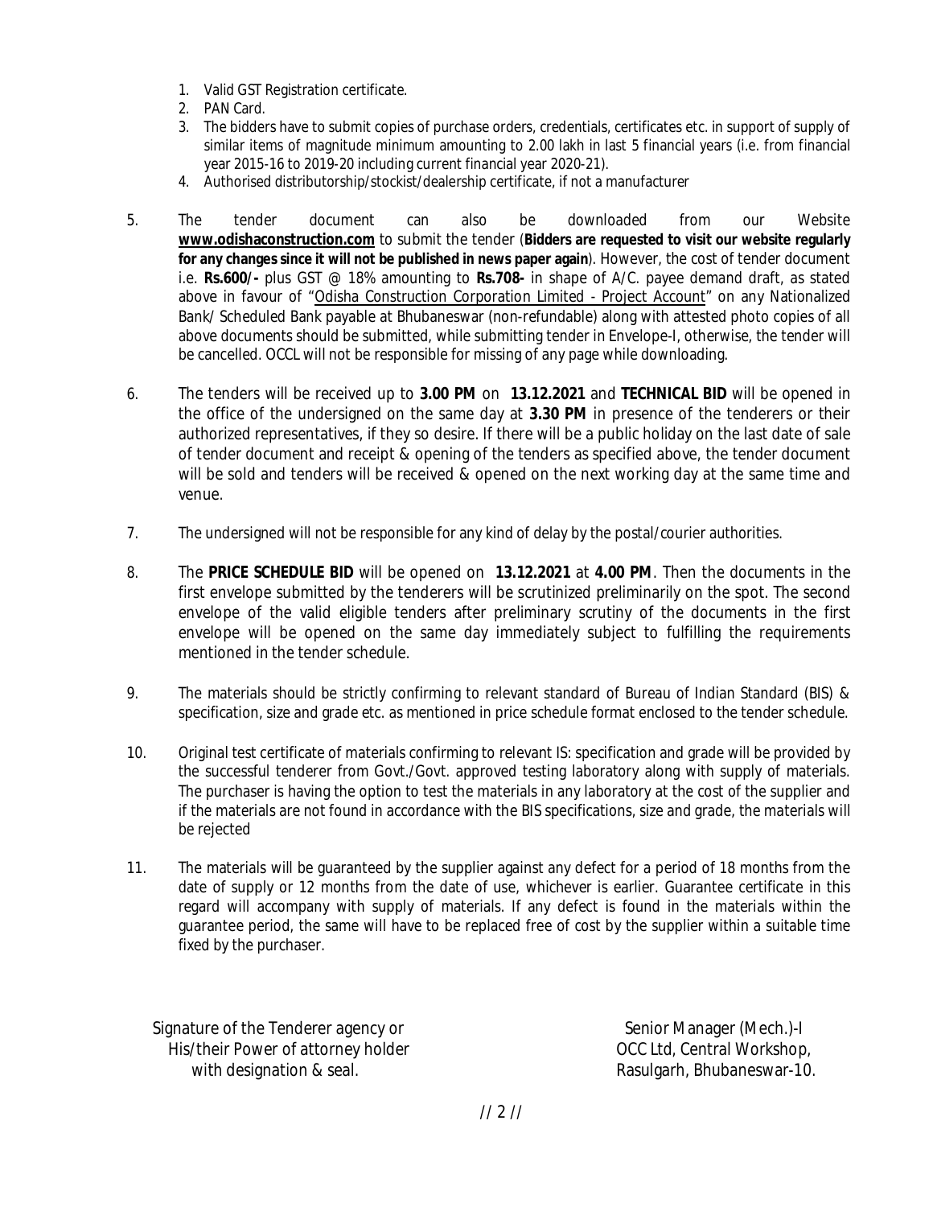1. Valid GST Registration certificate.
2. PAN Card.
3. The bidders have to submit copies of purchase orders, credentials, certificates etc. in support of supply of similar items of magnitude minimum amounting to 2.00 lakh in last 5 financial years (i.e. from financial year 2015-16 to 2019-20 including current financial year 2020-21).
4. Authorised distributorship/stockist/dealership certificate, if not a manufacturer

5. The tender document can also be downloaded from our Website **www.odishaconstruction.com** to submit the tender (**Bidders are requested to visit our website regularly for any changes since it will not be published in news paper again**). However, the cost of tender document i.e. **Rs.600/-** plus GST @ 18% amounting to **Rs.708-** in shape of A/C. payee demand draft, as stated above in favour of "Odisha Construction Corporation Limited - Project Account" on any Nationalized Bank/ Scheduled Bank payable at Bhubaneswar (non-refundable) along with attested photo copies of all above documents should be submitted, while submitting tender in Envelope-I, otherwise, the tender will be cancelled. OCCL will not be responsible for missing of any page while downloading.

6. The tenders will be received up to **3.00 PM** on **13.12.2021** and **TECHNICAL BID** will be opened in the office of the undersigned on the same day at **3.30 PM** in presence of the tenderers or their authorized representatives, if they so desire. If there will be a public holiday on the last date of sale of tender document and receipt & opening of the tenders as specified above, the tender document will be sold and tenders will be received & opened on the next working day at the same time and venue.

7. The undersigned will not be responsible for any kind of delay by the postal/courier authorities.

8. The **PRICE SCHEDULE BID** will be opened on **13.12.2021** at **4.00 PM**. Then the documents in the first envelope submitted by the tenderers will be scrutinized preliminarily on the spot. The second envelope of the valid eligible tenders after preliminary scrutiny of the documents in the first envelope will be opened on the same day immediately subject to fulfilling the requirements mentioned in the tender schedule.

9. The materials should be strictly confirming to relevant standard of Bureau of Indian Standard (BIS) & specification, size and grade etc. as mentioned in price schedule format enclosed to the tender schedule.

10. Original test certificate of materials confirming to relevant IS: specification and grade will be provided by the successful tenderer from Govt./Govt. approved testing laboratory along with supply of materials. The purchaser is having the option to test the materials in any laboratory at the cost of the supplier and if the materials are not found in accordance with the BIS specifications, size and grade, the materials will be rejected

11. The materials will be guaranteed by the supplier against any defect for a period of 18 months from the date of supply or 12 months from the date of use, whichever is earlier. Guarantee certificate in this regard will accompany with supply of materials. If any defect is found in the materials within the guarantee period, the same will have to be replaced free of cost by the supplier within a suitable time fixed by the purchaser.

Signature of the Tenderer agency or
His/their Power of attorney holder
with designation & seal.

Senior Manager (Mech.)-I
OCC Ltd, Central Workshop,
Rasulgarh, Bhubaneswar-10.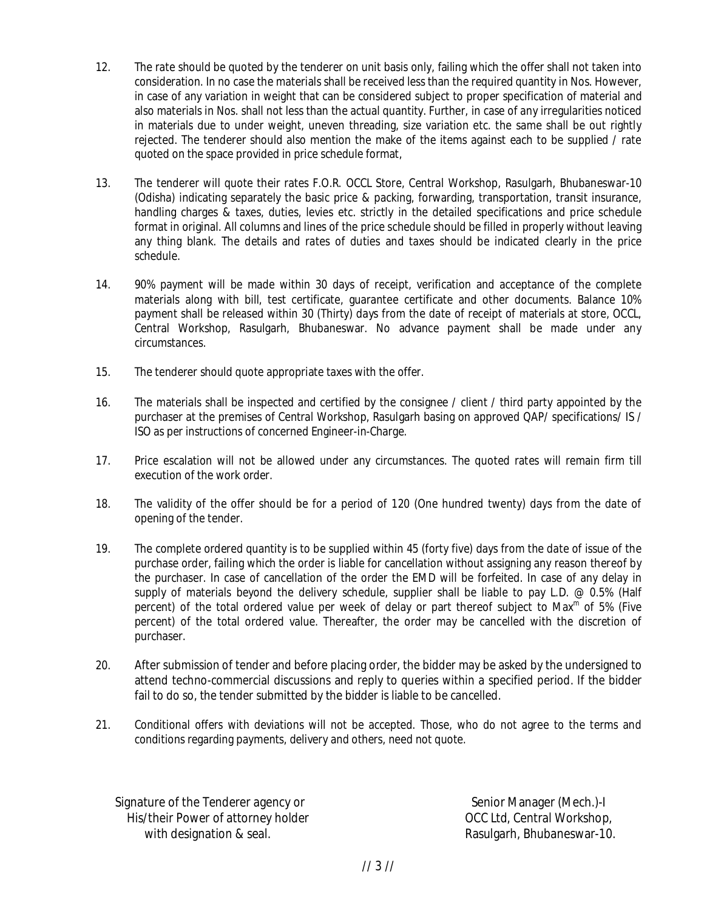12. The rate should be quoted by the tenderer on unit basis only, failing which the offer shall not taken into consideration. In no case the materials shall be received less than the required quantity in Nos. However, in case of any variation in weight that can be considered subject to proper specification of material and also materials in Nos. shall not less than the actual quantity. Further, in case of any irregularities noticed in materials due to under weight, uneven threading, size variation etc. the same shall be out rightly rejected. The tenderer should also mention the make of the items against each to be supplied / rate quoted on the space provided in price schedule format,

13. The tenderer will quote their rates F.O.R. OCCL Store, Central Workshop, Rasulgarh, Bhubaneswar-10 (Odisha) indicating separately the basic price & packing, forwarding, transportation, transit insurance, handling charges & taxes, duties, levies etc. strictly in the detailed specifications and price schedule format in original. All columns and lines of the price schedule should be filled in properly without leaving any thing blank. The details and rates of duties and taxes should be indicated clearly in the price schedule.

14. 90% payment will be made within 30 days of receipt, verification and acceptance of the complete materials along with bill, test certificate, guarantee certificate and other documents. Balance 10% payment shall be released within 30 (Thirty) days from the date of receipt of materials at store, OCCL, Central Workshop, Rasulgarh, Bhubaneswar. No advance payment shall be made under any circumstances.

15. The tenderer should quote appropriate taxes with the offer.

16. The materials shall be inspected and certified by the consignee / client / third party appointed by the purchaser at the premises of Central Workshop, Rasulgarh basing on approved QAP/ specifications/ IS / ISO as per instructions of concerned Engineer-in-Charge.

17. Price escalation will not be allowed under any circumstances. The quoted rates will remain firm till execution of the work order.

18. The validity of the offer should be for a period of 120 (One hundred twenty) days from the date of opening of the tender.

19. The complete ordered quantity is to be supplied within 45 (forty five) days from the date of issue of the purchase order, failing which the order is liable for cancellation without assigning any reason thereof by the purchaser. In case of cancellation of the order the EMD will be forfeited. In case of any delay in supply of materials beyond the delivery schedule, supplier shall be liable to pay L.D. @ 0.5% (Half percent) of the total ordered value per week of delay or part thereof subject to Max$^{m}$ of 5% (Five percent) of the total ordered value. Thereafter, the order may be cancelled with the discretion of purchaser.

20. After submission of tender and before placing order, the bidder may be asked by the undersigned to attend techno-commercial discussions and reply to queries within a specified period. If the bidder fail to do so, the tender submitted by the bidder is liable to be cancelled.

21. Conditional offers with deviations will not be accepted. Those, who do not agree to the terms and conditions regarding payments, delivery and others, need not quote.

Signature of the Tenderer agency or
His/their Power of attorney holder
with designation & seal.

Senior Manager (Mech.)-I
OCC Ltd, Central Workshop,
Rasulgarh, Bhubaneswar-10.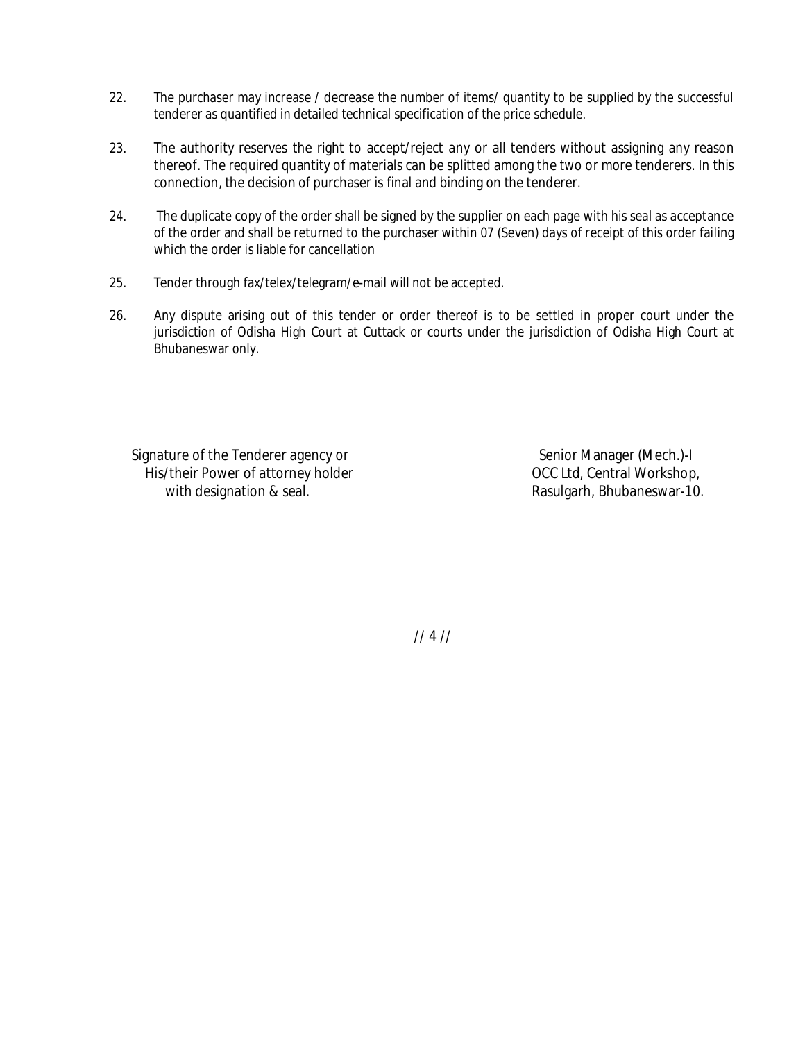22. The purchaser may increase / decrease the number of items/ quantity to be supplied by the successful tenderer as quantified in detailed technical specification of the price schedule.

23. The authority reserves the right to accept/reject any or all tenders without assigning any reason thereof. The required quantity of materials can be splitted among the two or more tenderers. In this connection, the decision of purchaser is final and binding on the tenderer.

24. The duplicate copy of the order shall be signed by the supplier on each page with his seal as acceptance of the order and shall be returned to the purchaser within 07 (Seven) days of receipt of this order failing which the order is liable for cancellation

25. Tender through fax/telex/telegram/e-mail will not be accepted.

26. Any dispute arising out of this tender or order thereof is to be settled in proper court under the jurisdiction of Odisha High Court at Cuttack or courts under the jurisdiction of Odisha High Court at Bhubaneswar only.

Signature of the Tenderer agency or
His/their Power of attorney holder
with designation & seal.

Senior Manager (Mech.)-I
OCC Ltd, Central Workshop,
Rasulgarh, Bhubaneswar-10.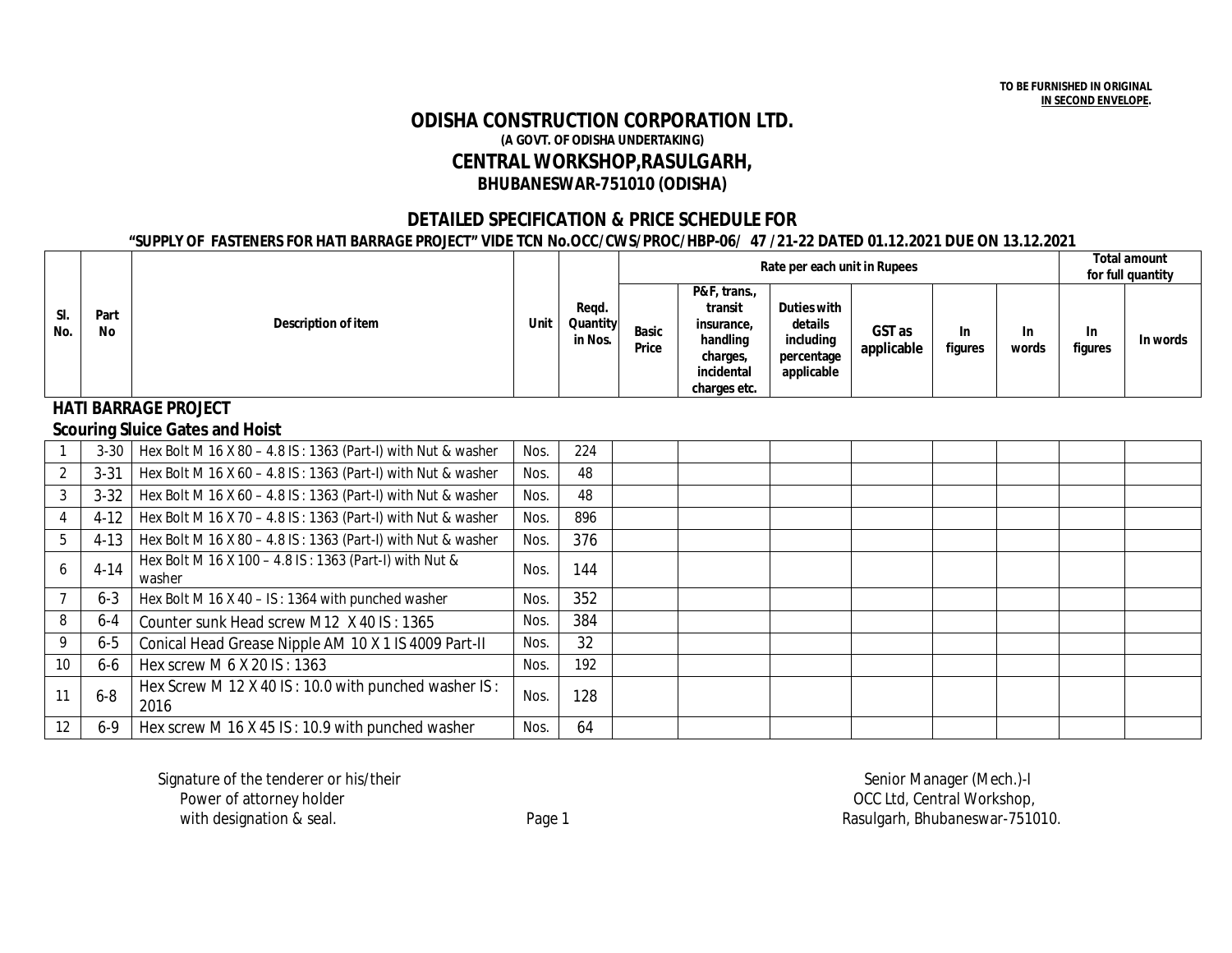TO BE FURNISHED IN ORIGINAL
**IN SECOND ENVELOPE.**

# ODISHA CONSTRUCTION CORPORATION LTD.

**(A GOVT. OF ODISHA UNDERTAKING)**

## CENTRAL WORKSHOP,RASULGARH,

**BHUBANESWAR-751010 (ODISHA)**

## DETAILED SPECIFICATION & PRICE SCHEDULE FOR

**"SUPPLY OF FASTENERS FOR HATI BARRAGE PROJECT" VIDE TCN No.OCC/CWS/PROC/HBP-06/ 47 /21-22 DATED 01.12.2021 DUE ON 13.12.2021**

| Sl. No. | Part No | Description of item | Unit | Reqd. Quantity in Nos. | Rate per each unit in Rupees | | | | | | Total amount for full quantity | |
|---|---|---|---|---|---|---|---|---|---|---|---|---|
| | | | | | Basic Price | P&F, trans., transit insurance, handling charges, incidental charges etc. | Duties with details including percentage applicable | GST as applicable | In figures | In words | In figures | In words |
| **HATI BARRAGE PROJECT** | | | | | | | | | | | | |
| **Scouring Sluice Gates and Hoist** | | | | | | | | | | | | |
| 1 | 3-30 | Hex Bolt M 16 X 80 – 4.8 IS : 1363 (Part-I) with Nut & washer | Nos. | 224 | | | | | | | | |
| 2 | 3-31 | Hex Bolt M 16 X 60 – 4.8 IS : 1363 (Part-I) with Nut & washer | Nos. | 48 | | | | | | | | |
| 3 | 3-32 | Hex Bolt M 16 X 60 – 4.8 IS : 1363 (Part-I) with Nut & washer | Nos. | 48 | | | | | | | | |
| 4 | 4-12 | Hex Bolt M 16 X 70 – 4.8 IS : 1363 (Part-I) with Nut & washer | Nos. | 896 | | | | | | | | |
| 5 | 4-13 | Hex Bolt M 16 X 80 – 4.8 IS : 1363 (Part-I) with Nut & washer | Nos. | 376 | | | | | | | | |
| 6 | 4-14 | Hex Bolt M 16 X 100 – 4.8 IS : 1363 (Part-I) with Nut & washer | Nos. | 144 | | | | | | | | |
| 7 | 6-3 | Hex Bolt M 16 X 40 – IS : 1364 with punched washer | Nos. | 352 | | | | | | | | |
| 8 | 6-4 | Counter sunk Head screw M 12 X 40 IS : 1365 | Nos. | 384 | | | | | | | | |
| 9 | 6-5 | Conical Head Grease Nipple AM 10 X 1 IS 4009 Part-II | Nos. | 32 | | | | | | | | |
| 10 | 6-6 | Hex screw M 6 X 20 IS : 1363 | Nos. | 192 | | | | | | | | |
| 11 | 6-8 | Hex Screw M 12 X 40 IS : 10.0 with punched washer IS : 2016 | Nos. | 128 | | | | | | | | |
| 12 | 6-9 | Hex screw M 16 X 45 IS : 10.9 with punched washer | Nos. | 64 | | | | | | | | |

Signature of the tenderer or his/their
Power of attorney holder
with designation & seal.

Senior Manager (Mech.)-I
OCC Ltd, Central Workshop,
Rasulgarh, Bhubaneswar-751010.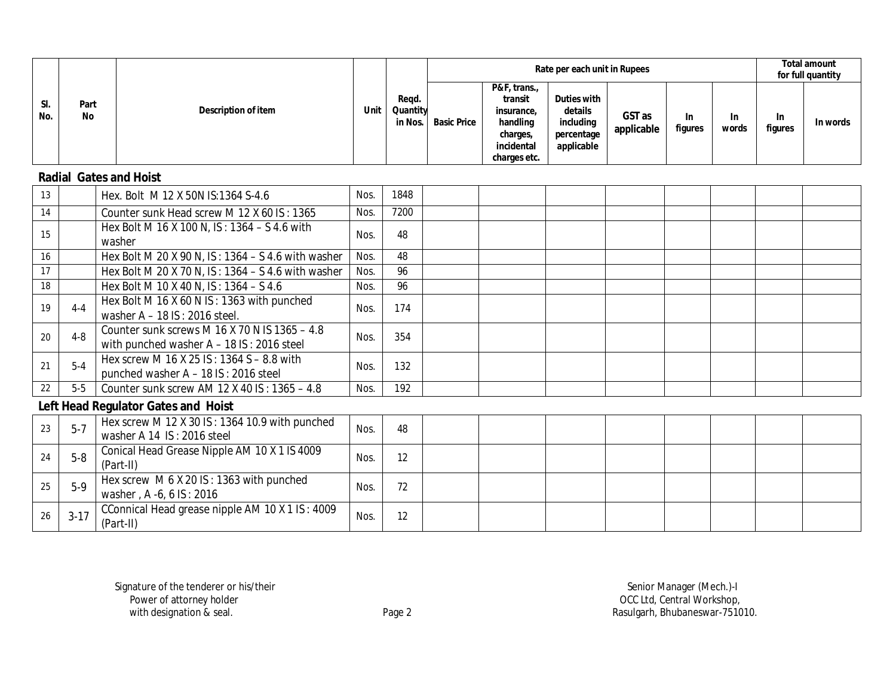| Sl. No. | Part No | Description of item | Unit | Reqd. Quantity in Nos. | Rate per each unit in Rupees | | | | | | Total amount for full quantity | |
|---|---|---|---|---|---|---|---|---|---|---|---|---|
| | | | | | Basic Price | P&F, trans., transit insurance, handling charges, incidental charges etc. | Duties with details including percentage applicable | GST as applicable | In figures | In words | In figures | In words |
| **Radial Gates and Hoist** | | | | | | | | | | | | |
| 13 | | Hex. Bolt M 12 X 50N IS:1364 S-4.6 | Nos. | 1848 | | | | | | | | |
| 14 | | Counter sunk Head screw M 12 X 60 IS : 1365 | Nos. | 7200 | | | | | | | | |
| 15 | | Hex Bolt M 16 X 100 N, IS : 1364 – S 4.6 with washer | Nos. | 48 | | | | | | | | |
| 16 | | Hex Bolt M 20 X 90 N, IS : 1364 – S 4.6 with washer | Nos. | 48 | | | | | | | | |
| 17 | | Hex Bolt M 20 X 70 N, IS : 1364 – S 4.6 with washer | Nos. | 96 | | | | | | | | |
| 18 | | Hex Bolt M 10 X 40 N, IS : 1364 – S 4.6 | Nos. | 96 | | | | | | | | |
| 19 | 4-4 | Hex Bolt M 16 X 60 N IS : 1363 with punched washer A – 18 IS : 2016 steel. | Nos. | 174 | | | | | | | | |
| 20 | 4-8 | Counter sunk screws M 16 X 70 N IS 1365 – 4.8 with punched washer A – 18 IS : 2016 steel | Nos. | 354 | | | | | | | | |
| 21 | 5-4 | Hex screw M 16 X 25 IS : 1364 S – 8.8 with punched washer A – 18 IS : 2016 steel | Nos. | 132 | | | | | | | | |
| 22 | 5-5 | Counter sunk screw AM 12 X 40 IS : 1365 – 4.8 | Nos. | 192 | | | | | | | | |
| **Left Head Regulator Gates and Hoist** | | | | | | | | | | | | |
| 23 | 5-7 | Hex screw M 12 X 30 IS : 1364 10.9 with punched washer A 14 IS : 2016 steel | Nos. | 48 | | | | | | | | |
| 24 | 5-8 | Conical Head Grease Nipple AM 10 X 1 IS 4009 (Part-II) | Nos. | 12 | | | | | | | | |
| 25 | 5-9 | Hex screw M 6 X 20 IS : 1363 with punched washer , A -6, 6 IS : 2016 | Nos. | 72 | | | | | | | | |
| 26 | 3-17 | CConnical Head grease nipple AM 10 X 1 IS : 4009 (Part-II) | Nos. | 12 | | | | | | | | |

Signature of the tenderer or his/their
Power of attorney holder
with designation & seal.

Senior Manager (Mech.)-I
OCC Ltd, Central Workshop,
Rasulgarh, Bhubaneswar-751010.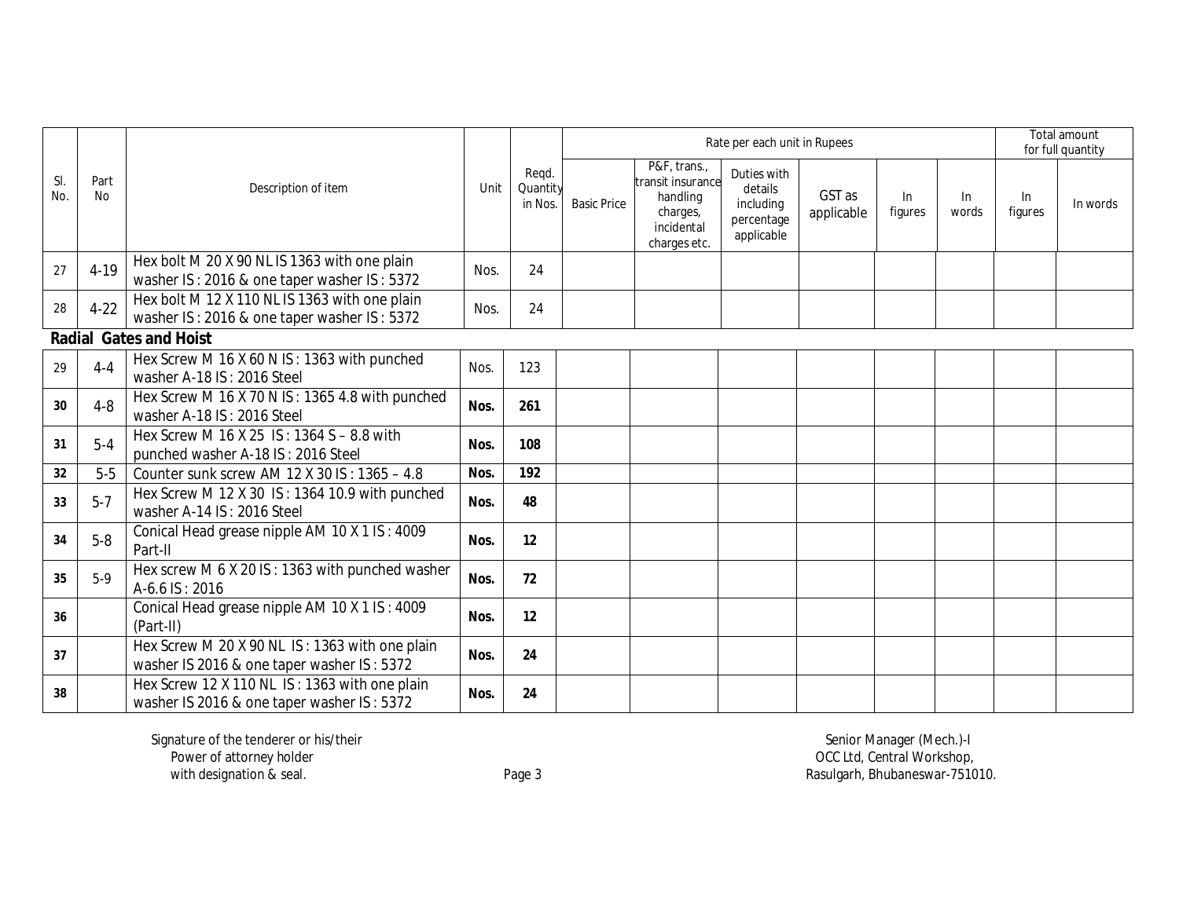| Sl. No. | Part No | Description of item | Unit | Reqd. Quantity in Nos. | Rate per each unit in Rupees | | | | | | Total amount for full quantity | |
|---|---|---|---|---|---|---|---|---|---|---|---|---|
| | | | | | Basic Price | P&F, trans., transit insurance handling charges, incidental charges etc. | Duties with details including percentage applicable | GST as applicable | In figures | In words | In figures | In words |
| 27 | 4-19 | Hex bolt M 20 X 90 NL IS 1363 with one plain washer IS : 2016 & one taper washer IS : 5372 | Nos. | 24 | | | | | | | | |
| 28 | 4-22 | Hex bolt M 12 X 110 NL IS 1363 with one plain washer IS : 2016 & one taper washer IS : 5372 | Nos. | 24 | | | | | | | | |
| | | **Radial Gates and Hoist** | | | | | | | | | | |
| 29 | 4-4 | Hex Screw M 16 X 60 N IS : 1363 with punched washer A-18 IS : 2016 Steel | Nos. | 123 | | | | | | | | |
| **30** | 4-8 | Hex Screw M 16 X 70 N IS : 1365 4.8 with punched washer A-18 IS : 2016 Steel | **Nos.** | **261** | | | | | | | | |
| **31** | 5-4 | Hex Screw M 16 X 25 IS : 1364 S – 8.8 with punched washer A-18 IS : 2016 Steel | **Nos.** | **108** | | | | | | | | |
| **32** | 5-5 | Counter sunk screw AM 12 X 30 IS : 1365 – 4.8 | **Nos.** | **192** | | | | | | | | |
| **33** | 5-7 | Hex Screw M 12 X 30 IS : 1364 10.9 with punched washer A-14 IS : 2016 Steel | **Nos.** | **48** | | | | | | | | |
| **34** | 5-8 | Conical Head grease nipple AM 10 X 1 IS : 4009 Part-II | **Nos.** | **12** | | | | | | | | |
| **35** | 5-9 | Hex screw M 6 X 20 IS : 1363 with punched washer A-6.6 IS : 2016 | **Nos.** | **72** | | | | | | | | |
| **36** | | Conical Head grease nipple AM 10 X 1 IS : 4009 (Part-II) | **Nos.** | **12** | | | | | | | | |
| **37** | | Hex Screw M 20 X 90 NL IS : 1363 with one plain washer IS 2016 & one taper washer IS : 5372 | **Nos.** | **24** | | | | | | | | |
| **38** | | Hex Screw 12 X 110 NL IS : 1363 with one plain washer IS 2016 & one taper washer IS : 5372 | **Nos.** | **24** | | | | | | | | |

Signature of the tenderer or his/their
Power of attorney holder
with designation & seal.

Senior Manager (Mech.)-I
OCC Ltd, Central Workshop,
Rasulgarh, Bhubaneswar-751010.